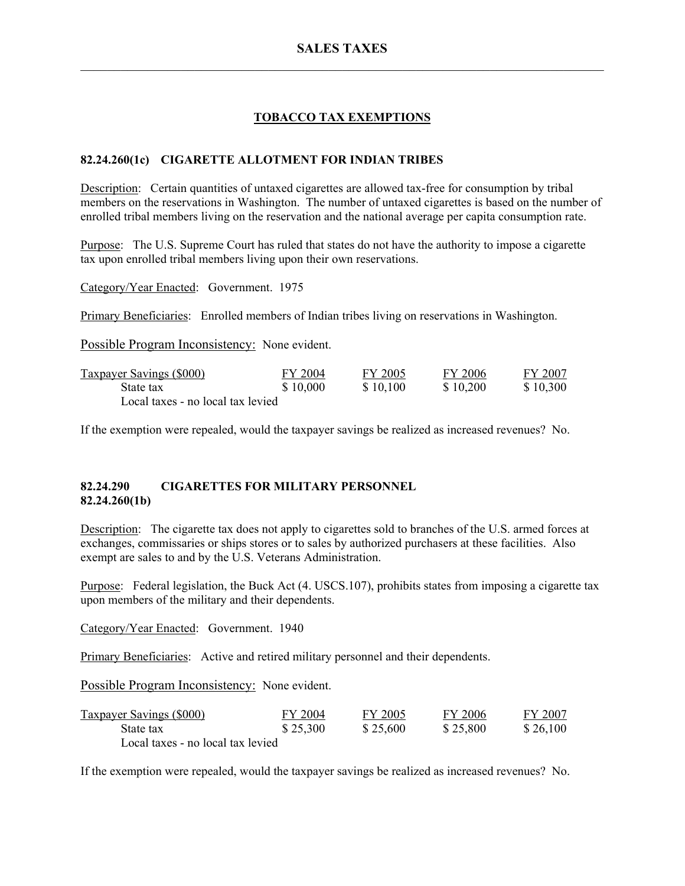# SALES TAXES

## TOBACCO TAX EXEMPTIONS

### 82.24.260(1c) CIGARETTE ALLOTMENT FOR INDIAN TRIBES

Description: Certain quantities of untaxed cigarettes are allowed tax-free for consumption by tribal members on the reservations in Washington. The number of untaxed cigarettes is based on the number of enrolled tribal members living on the reservation and the national average per capita consumption rate.

Purpose: The U.S. Supreme Court has ruled that states do not have the authority to impose a cigarette tax upon enrolled tribal members living upon their own reservations.

Category/Year Enacted: Government. 1975

Primary Beneficiaries: Enrolled members of Indian tribes living on reservations in Washington.

Possible Program Inconsistency: None evident.

| Taxpayer Savings ($000) | FY 2004 | FY 2005 | FY 2006 | FY 2007 |
|---|---|---|---|---|
| State tax | $ 10,000 | $ 10,100 | $ 10,200 | $ 10,300 |
| Local taxes - no local tax levied | | | | |

If the exemption were repealed, would the taxpayer savings be realized as increased revenues? No.

### 82.24.290 CIGARETTES FOR MILITARY PERSONNEL
### 82.24.260(1b)

Description: The cigarette tax does not apply to cigarettes sold to branches of the U.S. armed forces at exchanges, commissaries or ships stores or to sales by authorized purchasers at these facilities. Also exempt are sales to and by the U.S. Veterans Administration.

Purpose: Federal legislation, the Buck Act (4. USCS.107), prohibits states from imposing a cigarette tax upon members of the military and their dependents.

Category/Year Enacted: Government. 1940

Primary Beneficiaries: Active and retired military personnel and their dependents.

Possible Program Inconsistency: None evident.

| Taxpayer Savings ($000) | FY 2004 | FY 2005 | FY 2006 | FY 2007 |
|---|---|---|---|---|
| State tax | $ 25,300 | $ 25,600 | $ 25,800 | $ 26,100 |
| Local taxes - no local tax levied | | | | |

If the exemption were repealed, would the taxpayer savings be realized as increased revenues? No.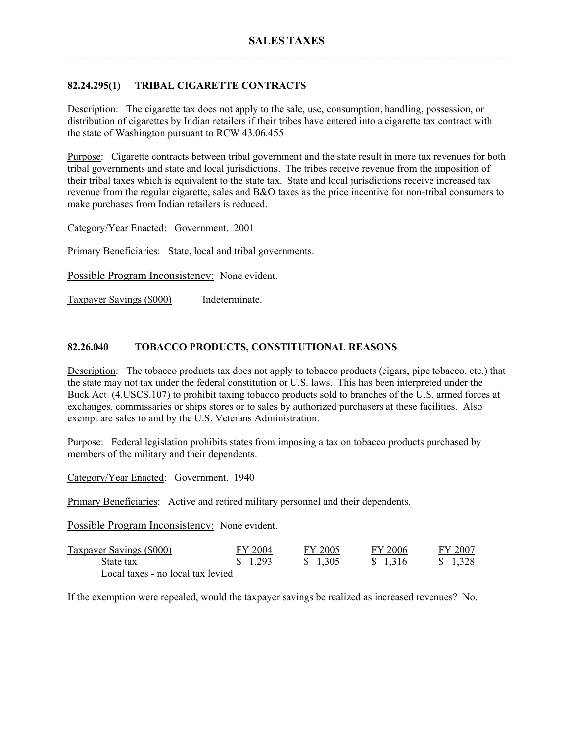# SALES TAXES

## 82.24.295(1) TRIBAL CIGARETTE CONTRACTS

Description: The cigarette tax does not apply to the sale, use, consumption, handling, possession, or distribution of cigarettes by Indian retailers if their tribes have entered into a cigarette tax contract with the state of Washington pursuant to RCW 43.06.455

Purpose: Cigarette contracts between tribal government and the state result in more tax revenues for both tribal governments and state and local jurisdictions. The tribes receive revenue from the imposition of their tribal taxes which is equivalent to the state tax. State and local jurisdictions receive increased tax revenue from the regular cigarette, sales and B&O taxes as the price incentive for non-tribal consumers to make purchases from Indian retailers is reduced.

Category/Year Enacted: Government. 2001

Primary Beneficiaries: State, local and tribal governments.

Possible Program Inconsistency: None evident.

Taxpayer Savings ($000) Indeterminate.

## 82.26.040 TOBACCO PRODUCTS, CONSTITUTIONAL REASONS

Description: The tobacco products tax does not apply to tobacco products (cigars, pipe tobacco, etc.) that the state may not tax under the federal constitution or U.S. laws. This has been interpreted under the Buck Act (4.USCS.107) to prohibit taxing tobacco products sold to branches of the U.S. armed forces at exchanges, commissaries or ships stores or to sales by authorized purchasers at these facilities. Also exempt are sales to and by the U.S. Veterans Administration.

Purpose: Federal legislation prohibits states from imposing a tax on tobacco products purchased by members of the military and their dependents.

Category/Year Enacted: Government. 1940

Primary Beneficiaries: Active and retired military personnel and their dependents.

Possible Program Inconsistency: None evident.

| Taxpayer Savings ($000) | FY 2004 | FY 2005 | FY 2006 | FY 2007 |
|---|---|---|---|---|
| State tax | $ 1,293 | $ 1,305 | $ 1,316 | $ 1,328 |
| Local taxes - no local tax levied | | | | |

If the exemption were repealed, would the taxpayer savings be realized as increased revenues? No.